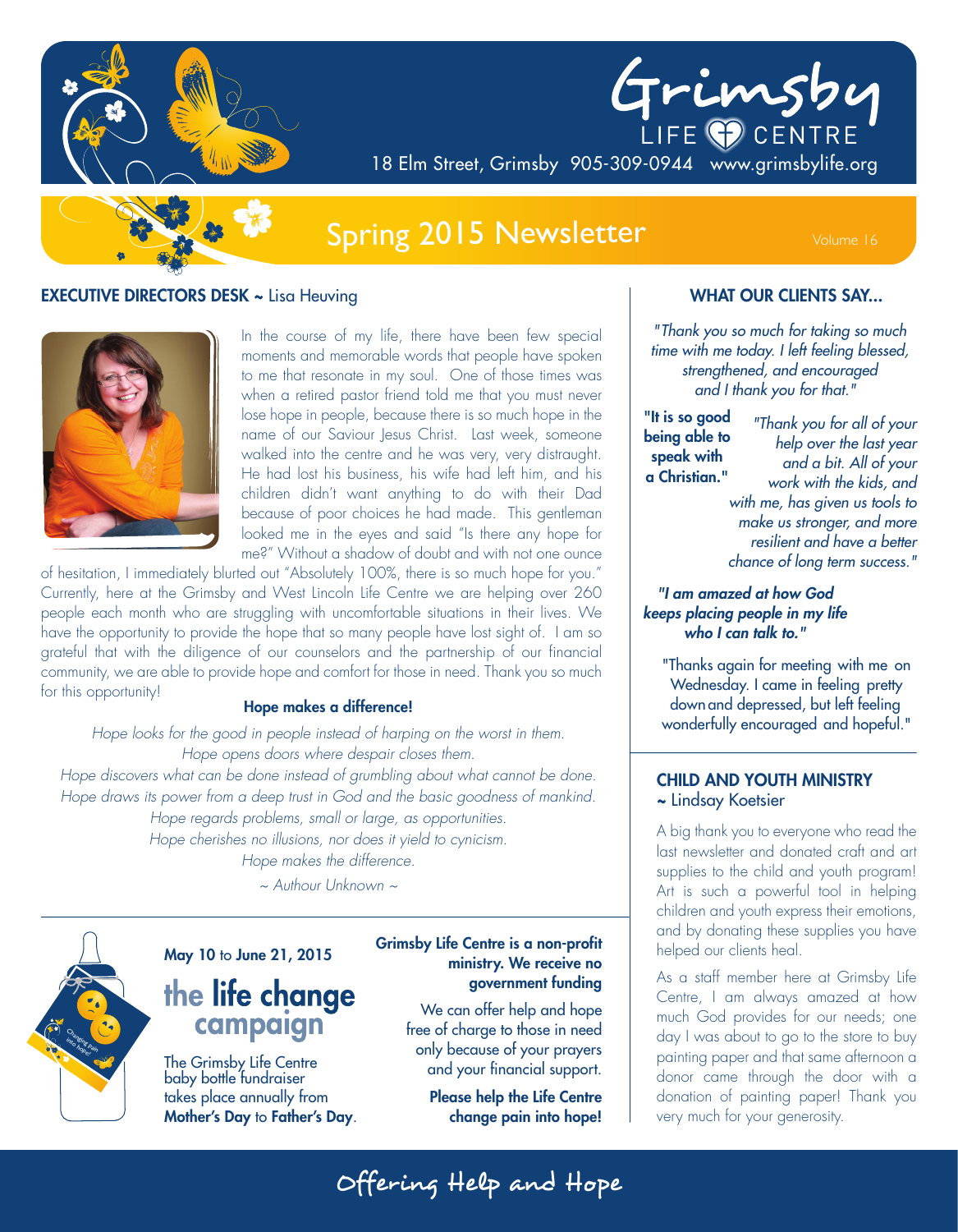# Grimsby LIFE CENTRE

18 Elm Street, Grimsby 905-309-0944 www.grimsbylife.org

## Spring 2015 Newsletter

Volume 16

### EXECUTIVE DIRECTORS DESK ~ Lisa Heuving

In the course of my life, there have been few special moments and memorable words that people have spoken to me that resonate in my soul. One of those times was when a retired pastor friend told me that you must never lose hope in people, because there is so much hope in the name of our Saviour Jesus Christ. Last week, someone walked into the centre and he was very, very distraught. He had lost his business, his wife had left him, and his children didn't want anything to do with their Dad because of poor choices he had made. This gentleman looked me in the eyes and said "Is there any hope for me?" Without a shadow of doubt and with not one ounce of hesitation, I immediately blurted out "Absolutely 100%, there is so much hope for you." Currently, here at the Grimsby and West Lincoln Life Centre we are helping over 260 people each month who are struggling with uncomfortable situations in their lives. We have the opportunity to provide the hope that so many people have lost sight of. I am so grateful that with the diligence of our counselors and the partnership of our financial community, we are able to provide hope and comfort for those in need. Thank you so much for this opportunity!

**Hope makes a difference!**

*Hope looks for the good in people instead of harping on the worst in them.*
*Hope opens doors where despair closes them.*
*Hope discovers what can be done instead of grumbling about what cannot be done.*
*Hope draws its power from a deep trust in God and the basic goodness of mankind.*
*Hope regards problems, small or large, as opportunities.*
*Hope cherishes no illusions, nor does it yield to cynicism.*
*Hope makes the difference.*

*~ Authour Unknown ~*

**May 10** to **June 21, 2015**

## the life change campaign

The Grimsby Life Centre baby bottle fundraiser takes place annually from **Mother's Day** to **Father's Day**.

**Grimsby Life Centre is a non-profit ministry. We receive no government funding**

We can offer help and hope free of charge to those in need only because of your prayers and your financial support.

**Please help the Life Centre change pain into hope!**

### WHAT OUR CLIENTS SAY...

*"Thank you so much for taking so much time with me today. I left feeling blessed, strengthened, and encouraged and I thank you for that."*

**"It is so good being able to speak with a Christian."**

*"Thank you for all of your help over the last year and a bit. All of your work with the kids, and with me, has given us tools to make us stronger, and more resilient and have a better chance of long term success."*

***"I am amazed at how God keeps placing people in my life who I can talk to."***

"Thanks again for meeting with me on Wednesday. I came in feeling pretty down and depressed, but left feeling wonderfully encouraged and hopeful."

### CHILD AND YOUTH MINISTRY ~ Lindsay Koetsier

A big thank you to everyone who read the last newsletter and donated craft and art supplies to the child and youth program! Art is such a powerful tool in helping children and youth express their emotions, and by donating these supplies you have helped our clients heal.

As a staff member here at Grimsby Life Centre, I am always amazed at how much God provides for our needs; one day I was about to go to the store to buy painting paper and that same afternoon a donor came through the door with a donation of painting paper! Thank you very much for your generosity.

Offering Help and Hope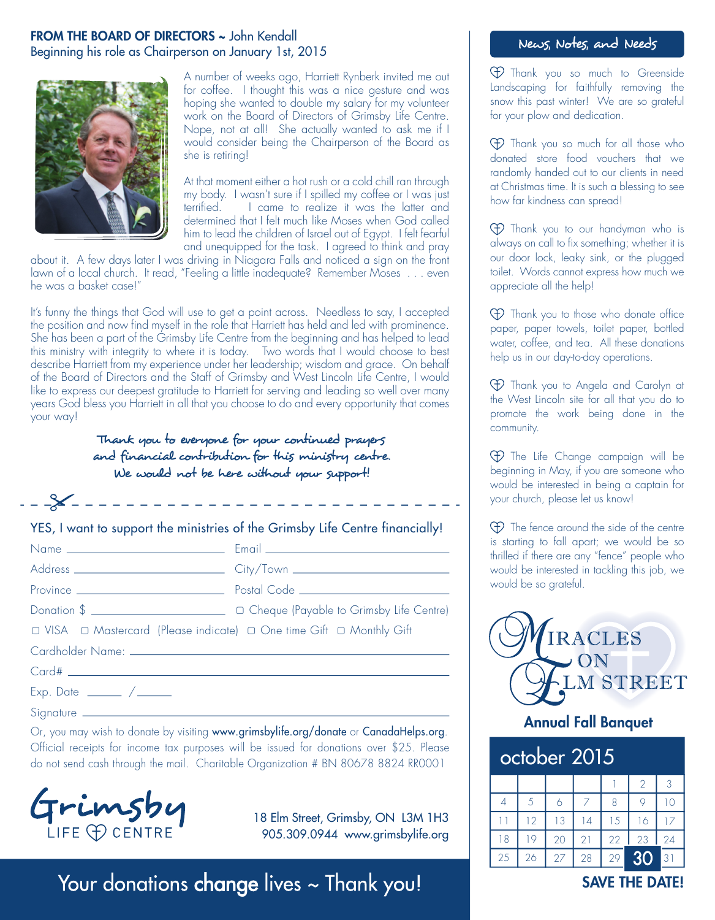## FROM THE BOARD OF DIRECTORS ~ John Kendall

Beginning his role as Chairperson on January 1st, 2015

A number of weeks ago, Harriett Rynberk invited me out for coffee. I thought this was a nice gesture and was hoping she wanted to double my salary for my volunteer work on the Board of Directors of Grimsby Life Centre. Nope, not at all! She actually wanted to ask me if I would consider being the Chairperson of the Board as she is retiring!

At that moment either a hot rush or a cold chill ran through my body. I wasn't sure if I spilled my coffee or I was just terrified. I came to realize it was the latter and determined that I felt much like Moses when God called him to lead the children of Israel out of Egypt. I felt fearful and unequipped for the task. I agreed to think and pray about it. A few days later I was driving in Niagara Falls and noticed a sign on the front lawn of a local church. It read, "Feeling a little inadequate? Remember Moses . . . even he was a basket case!"

It's funny the things that God will use to get a point across. Needless to say, I accepted the position and now find myself in the role that Harriett has held and led with prominence. She has been a part of the Grimsby Life Centre from the beginning and has helped to lead this ministry with integrity to where it is today. Two words that I would choose to best describe Harriett from my experience under her leadership; wisdom and grace. On behalf of the Board of Directors and the Staff of Grimsby and West Lincoln Life Centre, I would like to express our deepest gratitude to Harriett for serving and leading so well over many years God bless you Harriett in all that you choose to do and every opportunity that comes your way!

*Thank you to everyone for your continued prayers and financial contribution for this ministry centre. We would not be here without your support!*

---

YES, I want to support the ministries of the Grimsby Life Centre financially!

Name ______________________ Email ______________________

Address ______________________ City/Town ______________________

Province ______________________ Postal Code ______________________

Donation $ ______________________ ☐ Cheque (Payable to Grimsby Life Centre)

☐ VISA ☐ Mastercard (Please indicate) ☐ One time Gift ☐ Monthly Gift

Cardholder Name: ______________________

Card# ______________________

Exp. Date _____ / _____

Signature ______________________

Or, you may wish to donate by visiting www.grimsbylife.org/donate or CanadaHelps.org. Official receipts for income tax purposes will be issued for donations over $25. Please do not send cash through the mail. Charitable Organization # BN 80678 8824 RR0001

Grimsby LIFE CENTRE

18 Elm Street, Grimsby, ON L3M 1H3
905.309.0944 www.grimsbylife.org

Your donations **change** lives ~ Thank you!

## News, Notes, and Needs

- Thank you so much to Greenside Landscaping for faithfully removing the snow this past winter! We are so grateful for your plow and dedication.
- Thank you so much for all those who donated store food vouchers that we randomly handed out to our clients in need at Christmas time. It is such a blessing to see how far kindness can spread!
- Thank you to our handyman who is always on call to fix something; whether it is our door lock, leaky sink, or the plugged toilet. Words cannot express how much we appreciate all the help!
- Thank you to those who donate office paper, paper towels, toilet paper, bottled water, coffee, and tea. All these donations help us in our day-to-day operations.
- Thank you to Angela and Carolyn at the West Lincoln site for all that you do to promote the work being done in the community.
- The Life Change campaign will be beginning in May, if you are someone who would be interested in being a captain for your church, please let us know!
- The fence around the side of the centre is starting to fall apart; we would be so thrilled if there are any "fence" people who would be interested in tackling this job, we would be so grateful.

MIRACLES ON ELM STREET

**Annual Fall Banquet**

october 2015

| | | | | | | |
|---|---|---|---|---|---|---|
| | | | | 1 | 2 | 3 |
| 4 | 5 | 6 | 7 | 8 | 9 | 10 |
| 11 | 12 | 13 | 14 | 15 | 16 | 17 |
| 18 | 19 | 20 | 21 | 22 | 23 | 24 |
| 25 | 26 | 27 | 28 | 29 | **30** | 31 |

**SAVE THE DATE!**